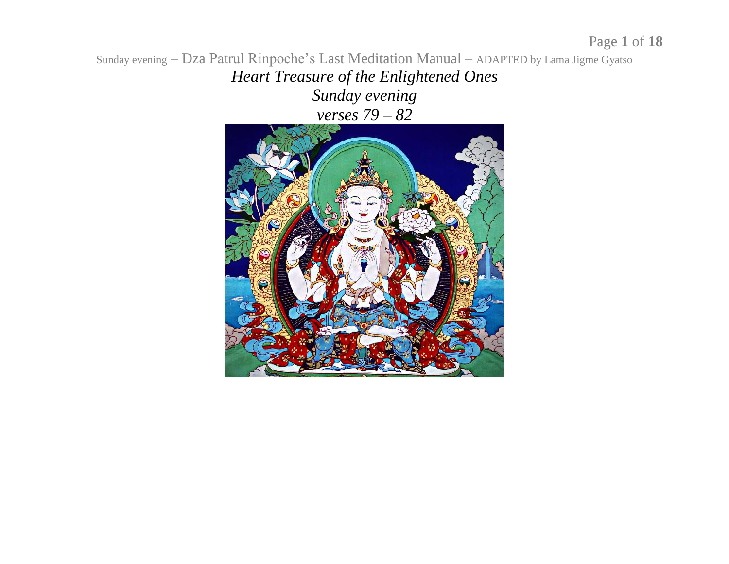# *Heart Treasure of the Enlightened Ones*

## *Sunday evening*

### *verses 79 – 82*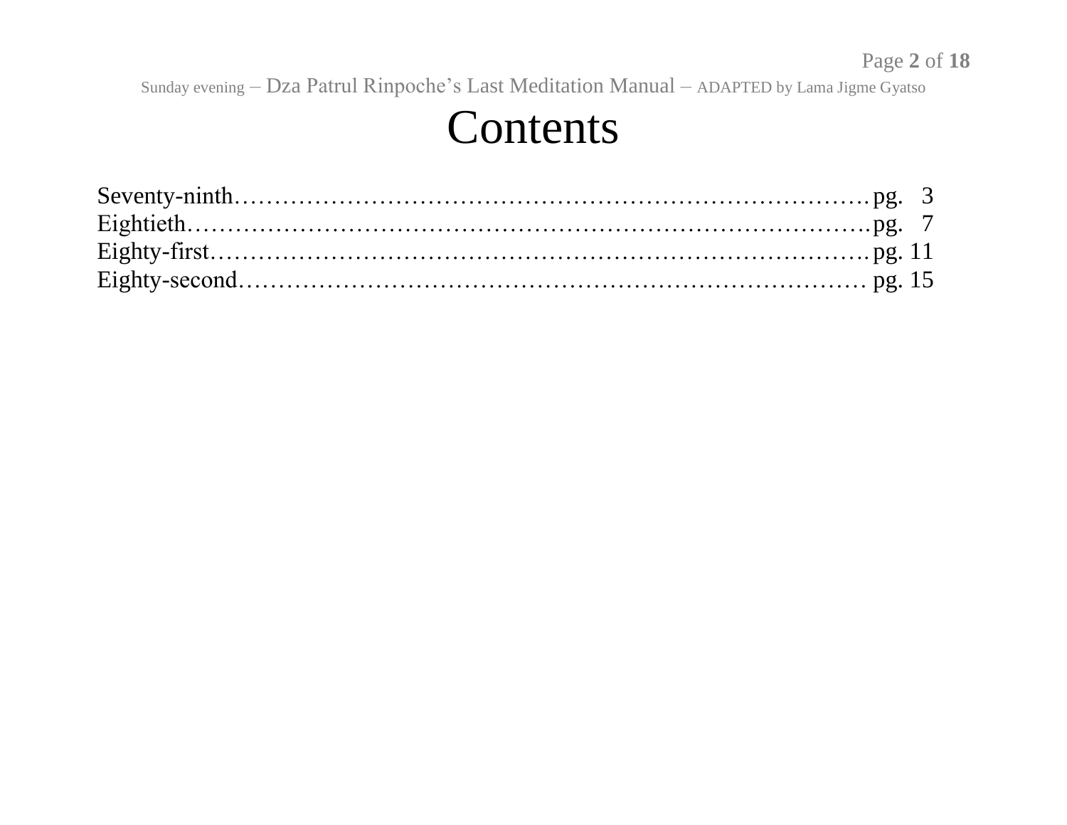# Contents

Seventy-ninth……………………………………………………………………pg. 3
Eightieth…………………………………………………………………………pg. 7
Eighty-first………………………………………………………………………pg. 11
Eighty-second……………………………………………………………………pg. 15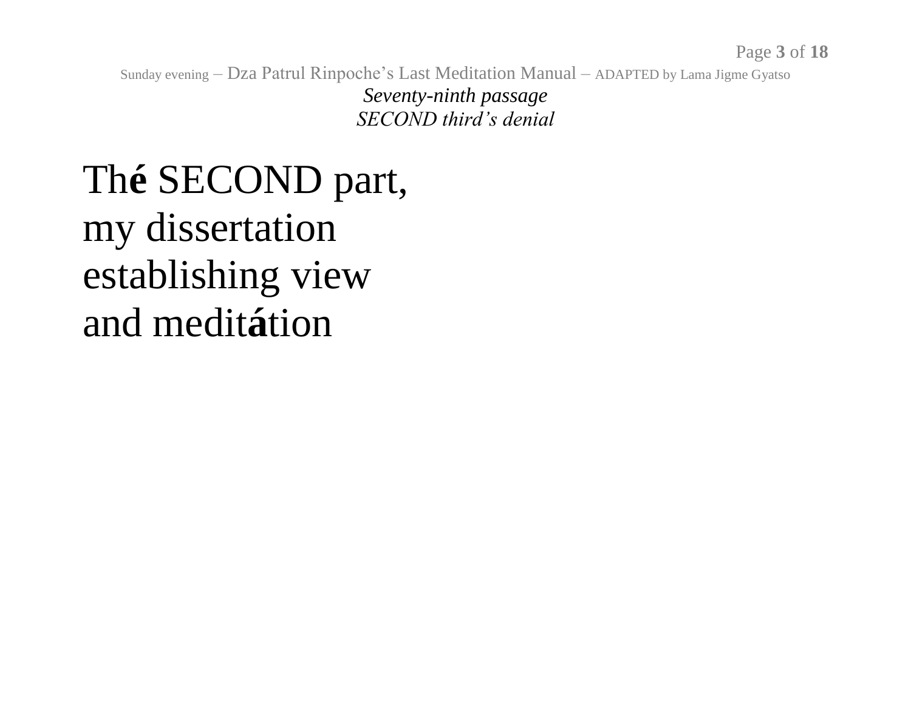*Seventy-ninth passage*
*SECOND third's denial*

Th**é** SECOND part,
my dissertation
establishing view
and medit**á**tion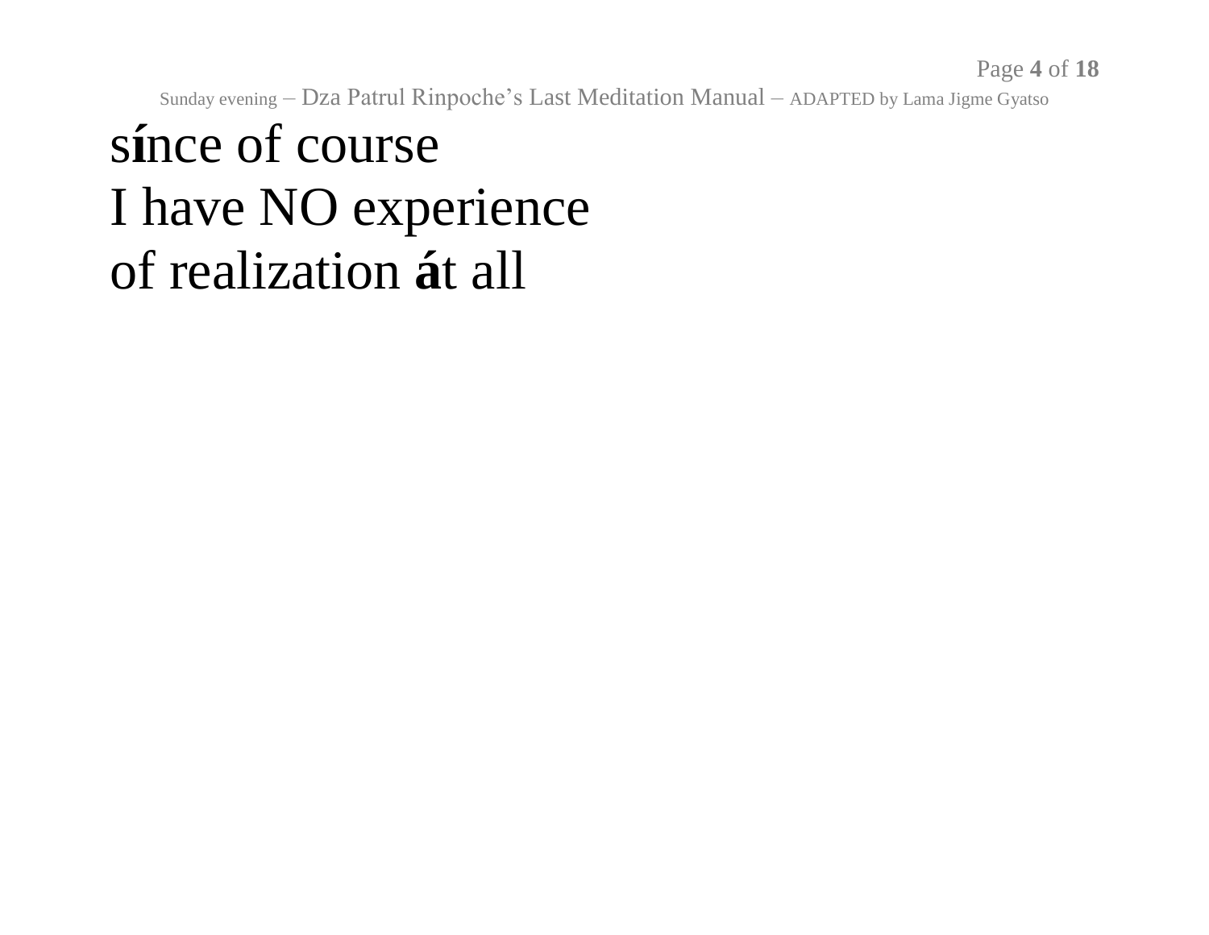s**í**nce of course
I have NO experience
of realization **á**t all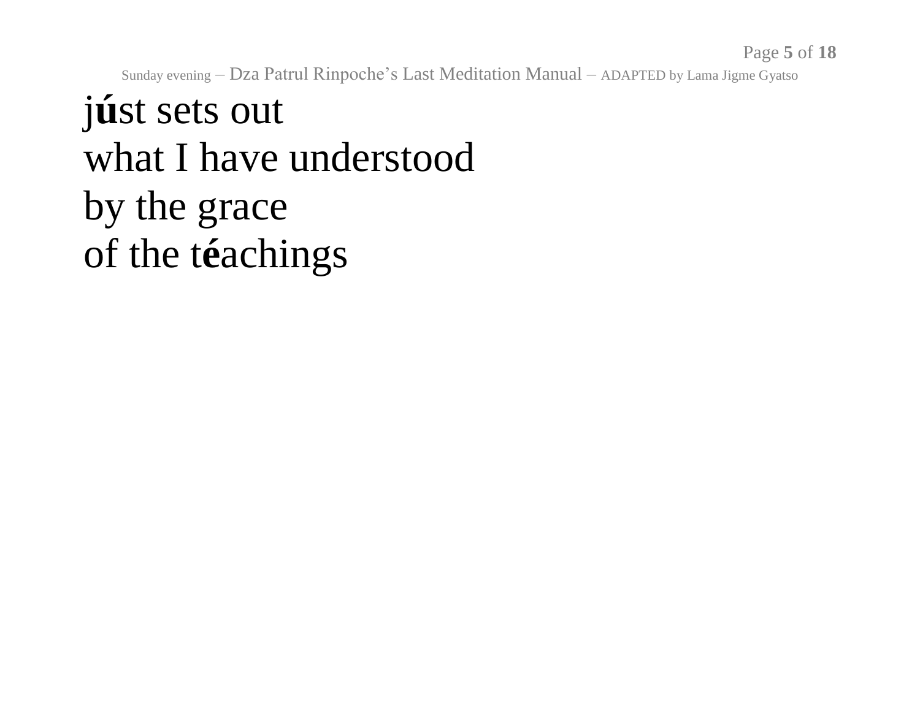j**ú**st sets out
what I have understood
by the grace
of the t**é**achings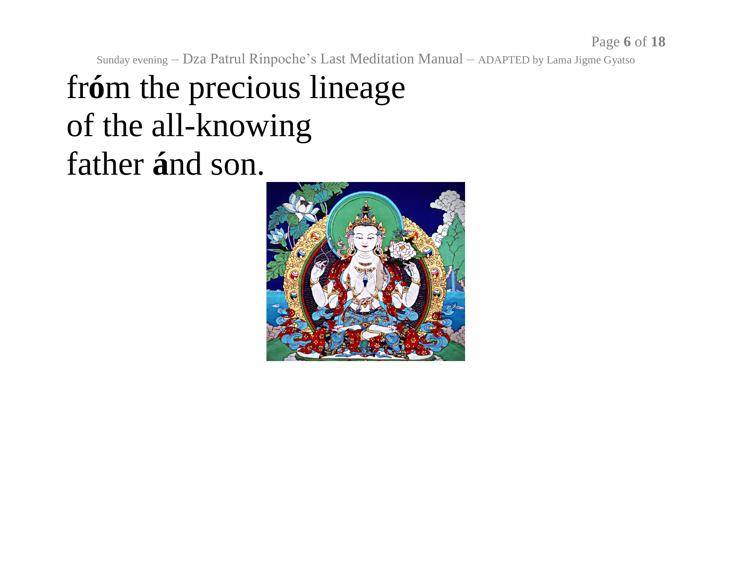fr**ó**m the precious lineage
of the all-knowing
father **á**nd son.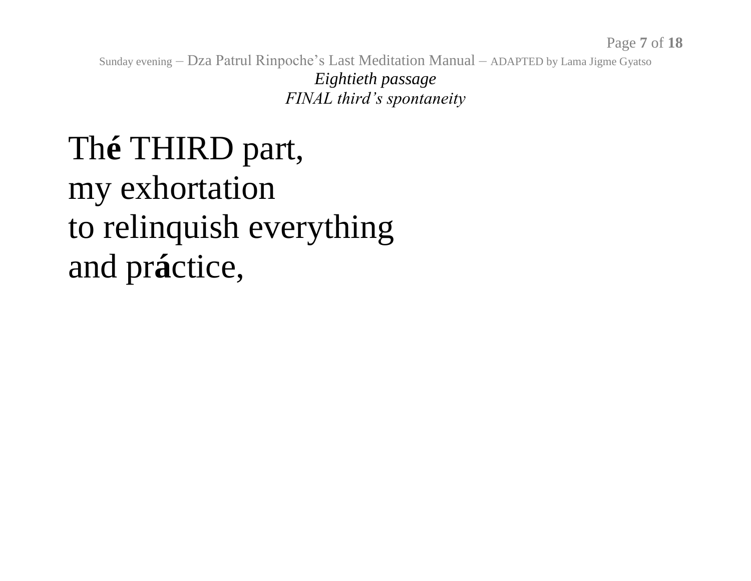*Eightieth passage*
*FINAL third's spontaneity*

Th**é** THIRD part,
my exhortation
to relinquish everything
and pr**á**ctice,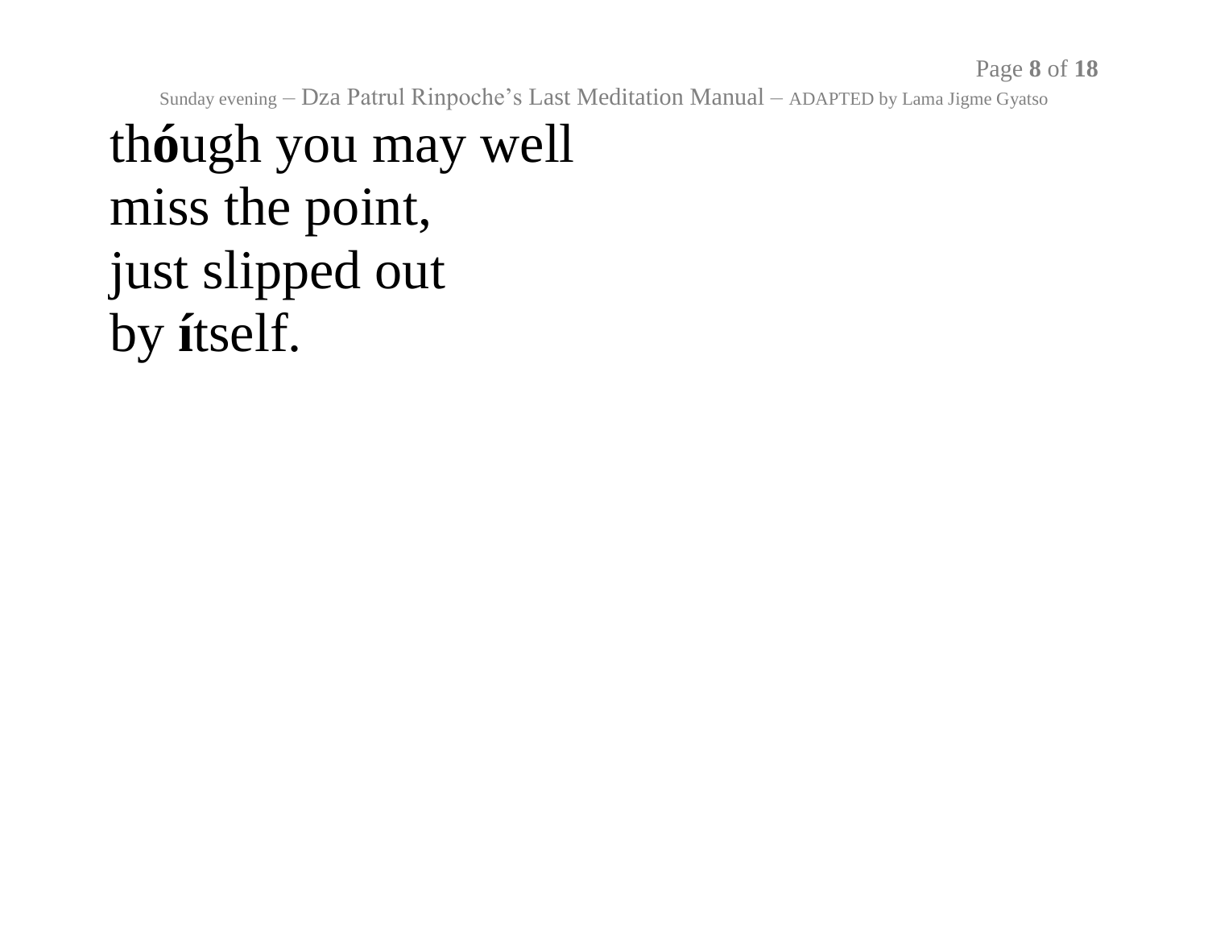th**ó**ugh you may well  
miss the point,  
just slipped out  
by **í**tself.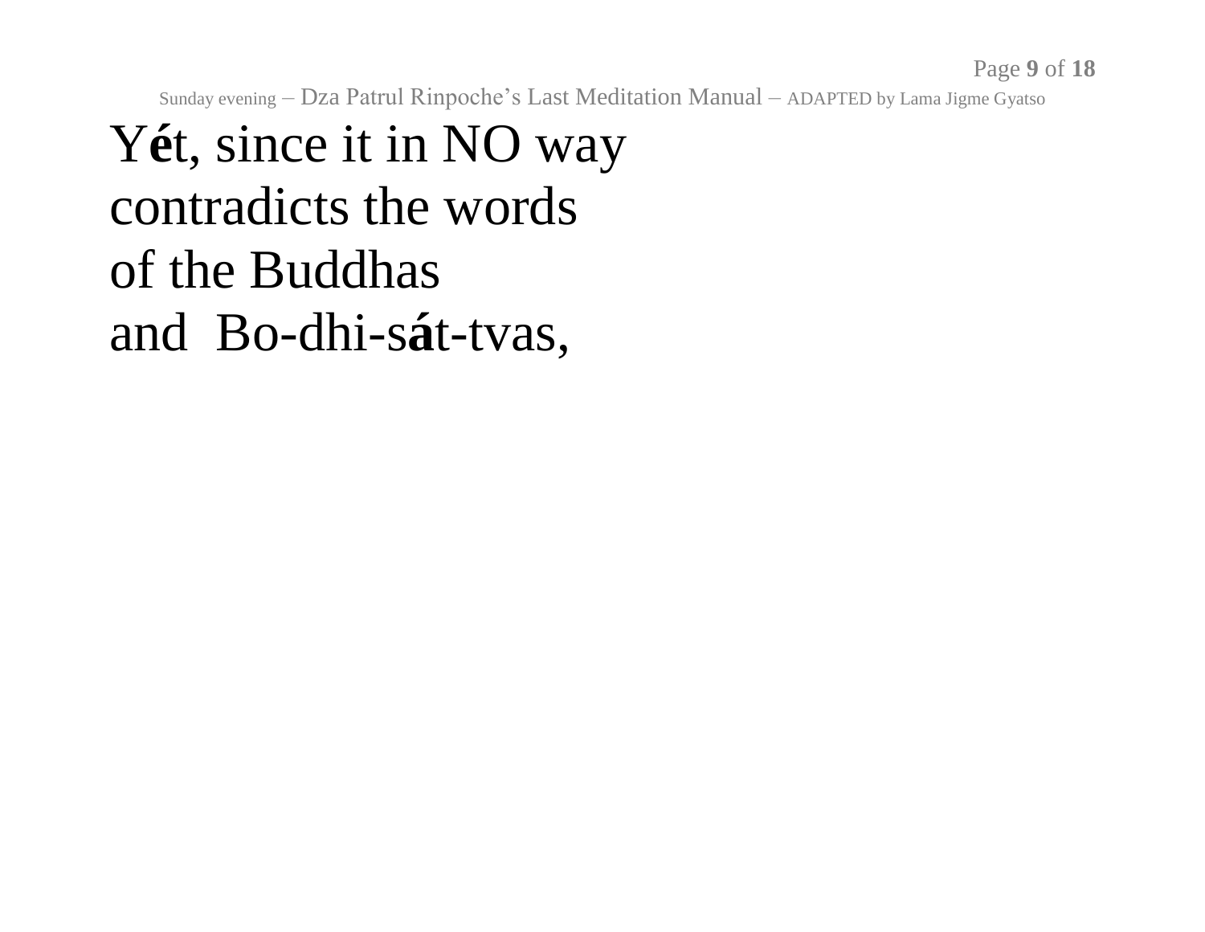Y**é**t, since it in NO way
contradicts the words
of the Buddhas
and Bo-dhi-s**á**t-tvas,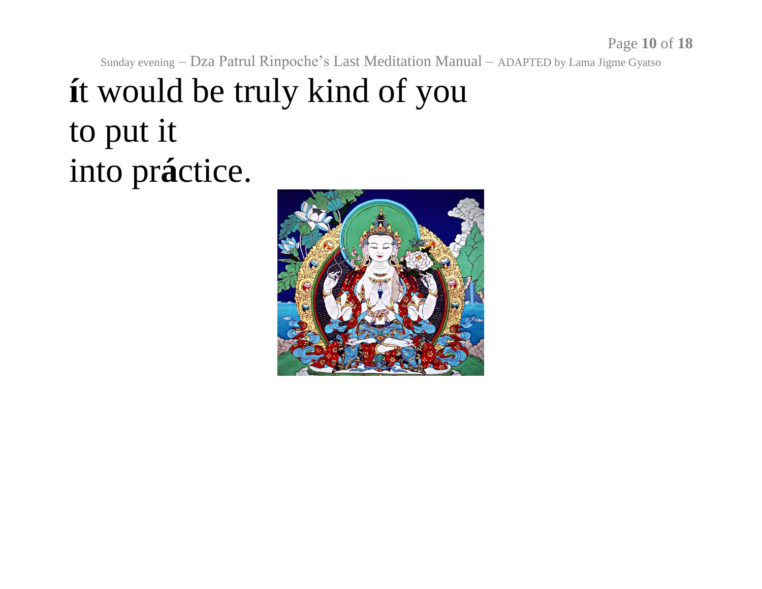**í**t would be truly kind of you
to put it
into pr**á**ctice.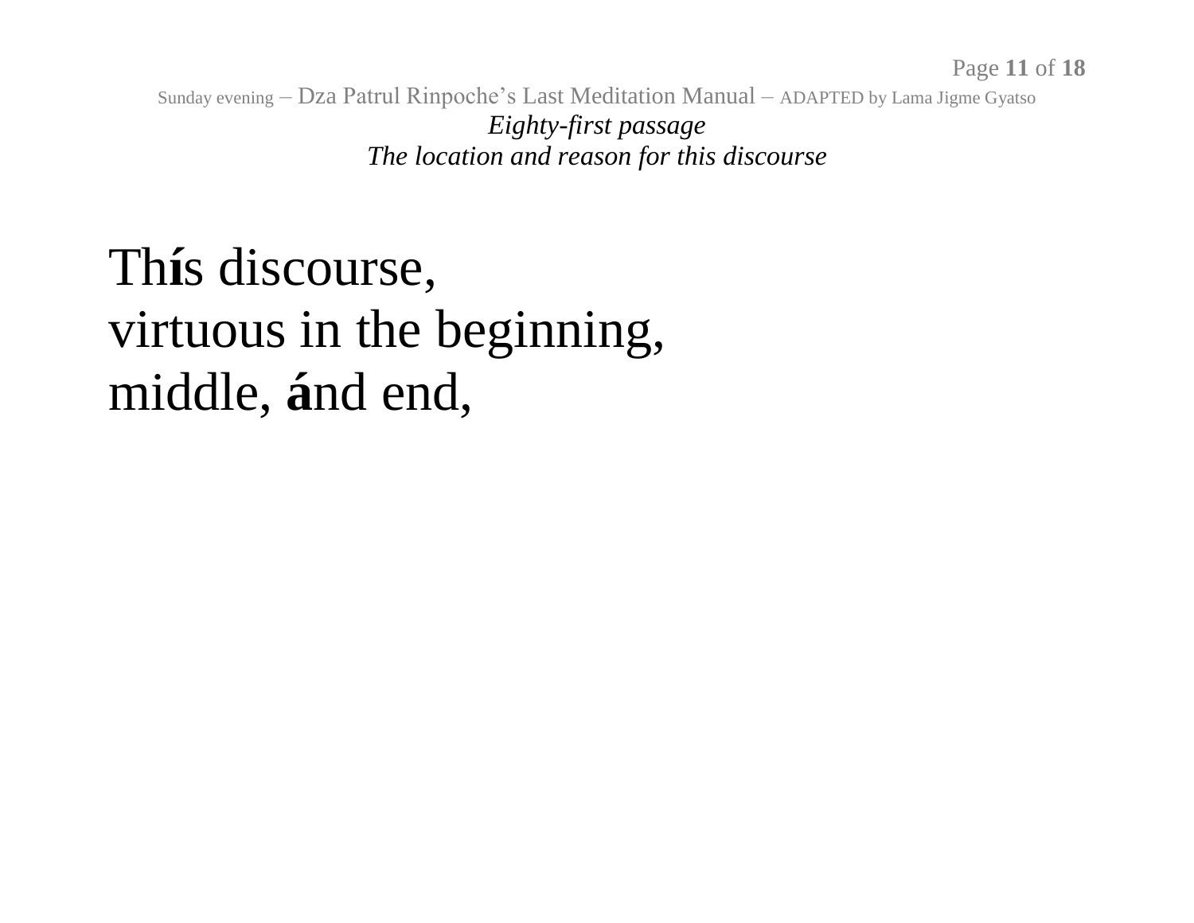*Eighty-first passage*
*The location and reason for this discourse*

Th**í**s discourse,
virtuous in the beginning,
middle, **á**nd end,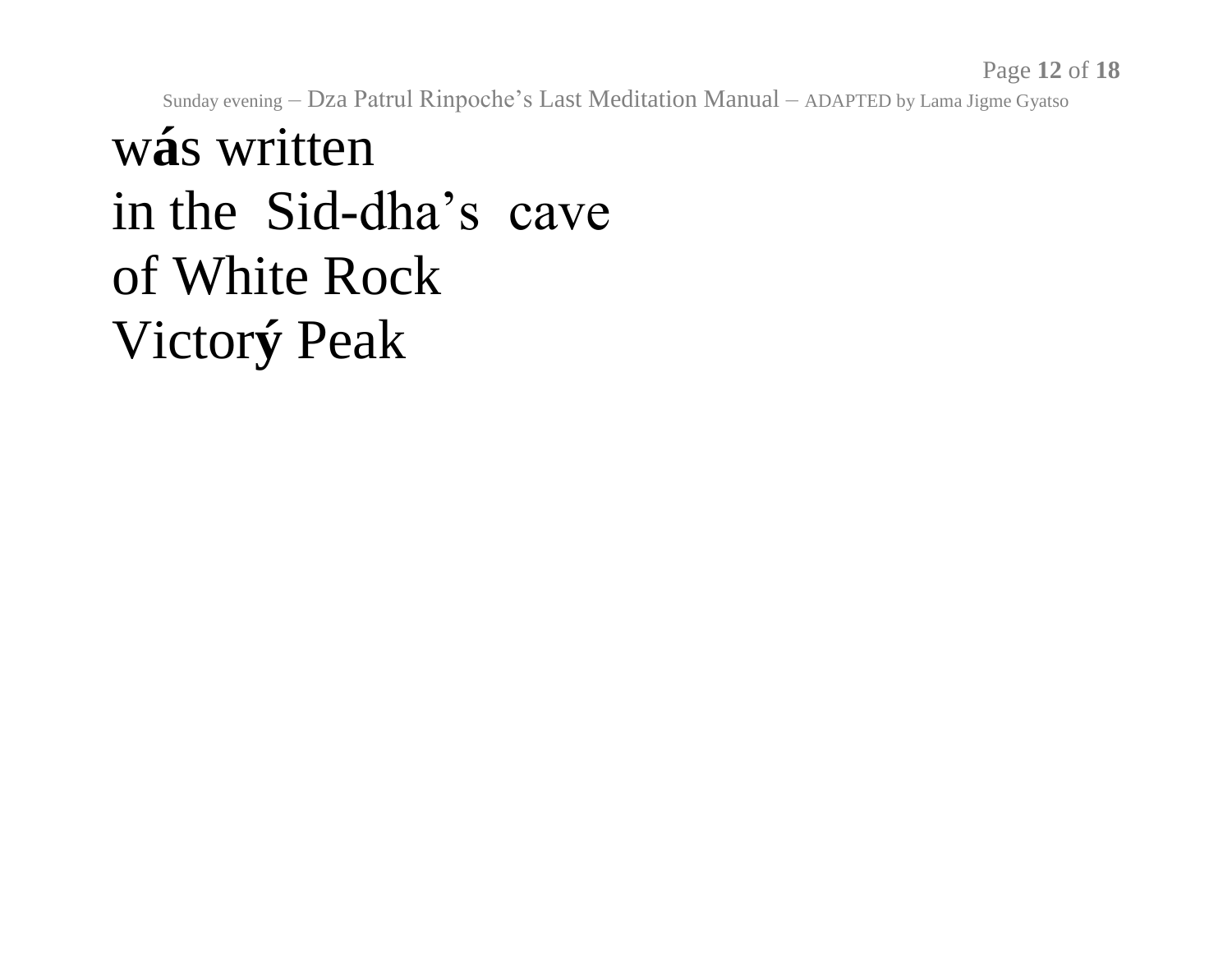w**á**s written
in the  Sid-dha's  cave
of White Rock
Victor**ý** Peak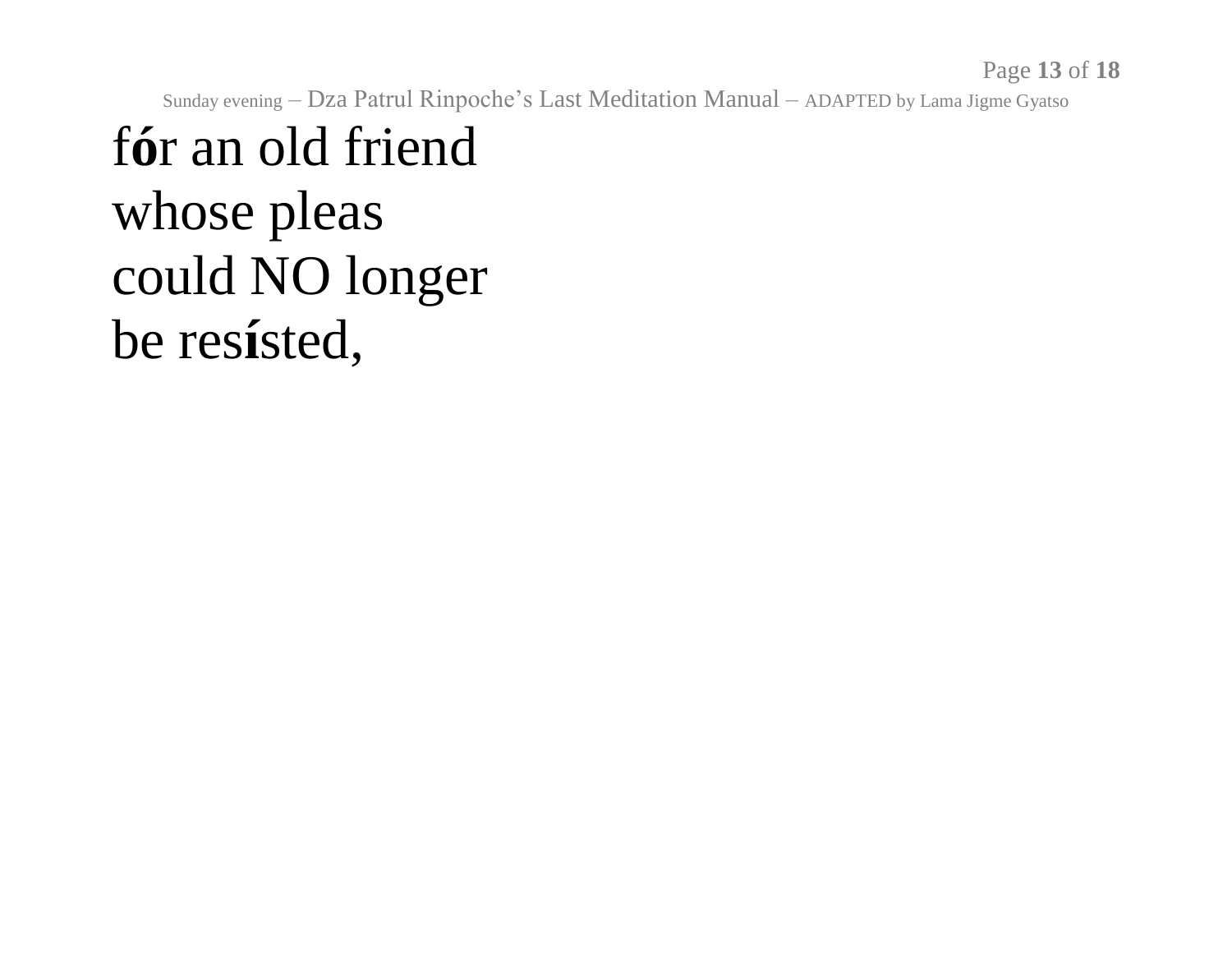f**ó**r an old friend
whose pleas
could NO longer
be res**í**sted,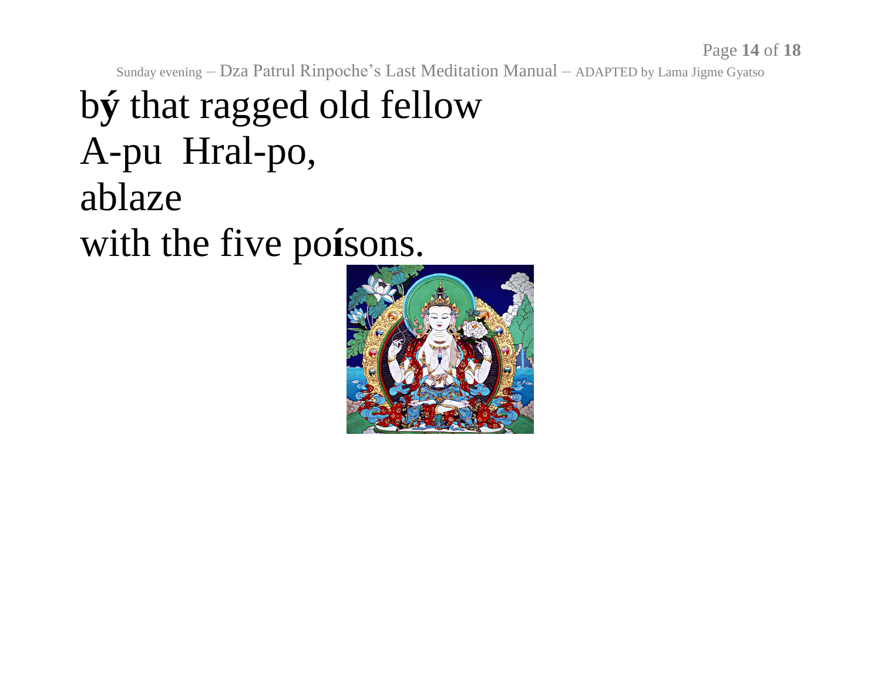b**ý** that ragged old fellow
A-pu  Hral-po,
ablaze
with the five po**í**sons.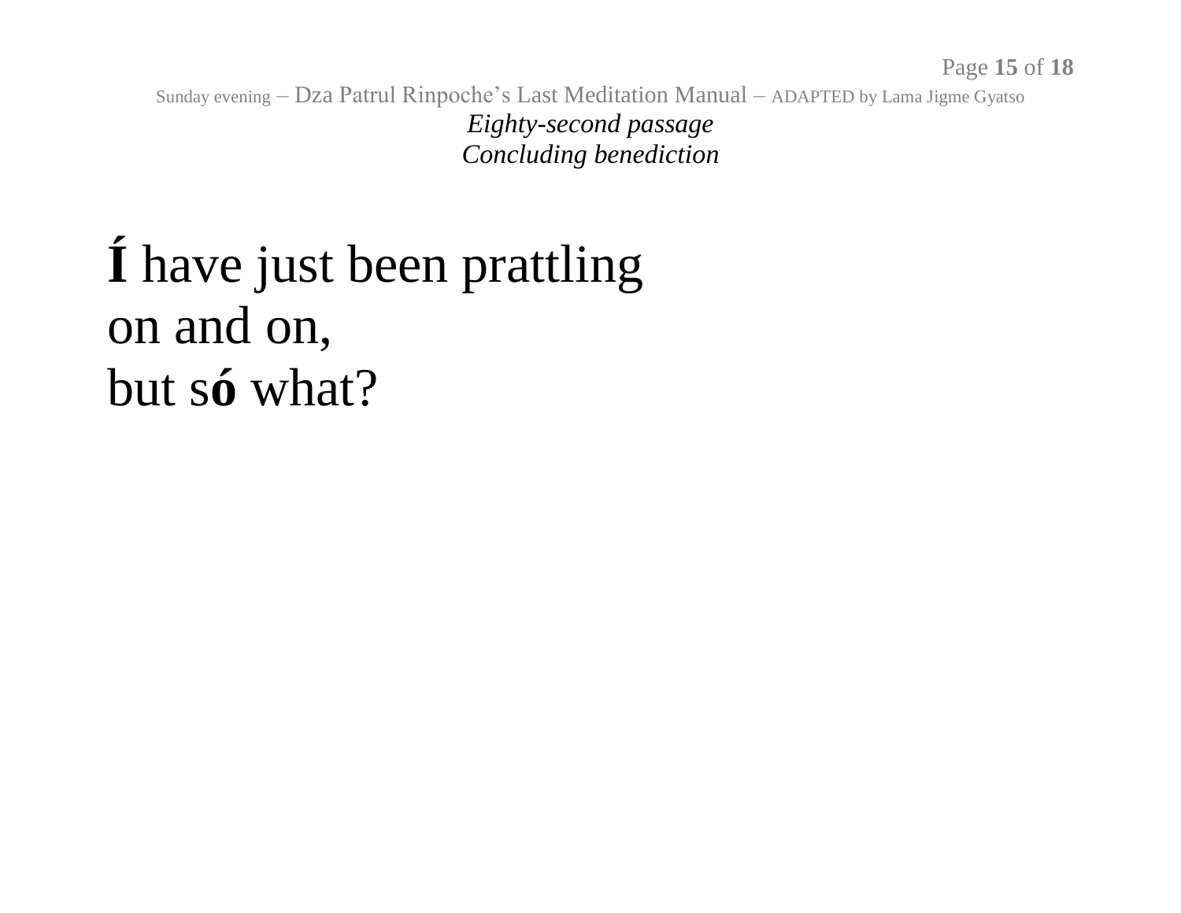*Eighty-second passage*
*Concluding benediction*

**Í** have just been prattling
on and on,
but s**ó** what?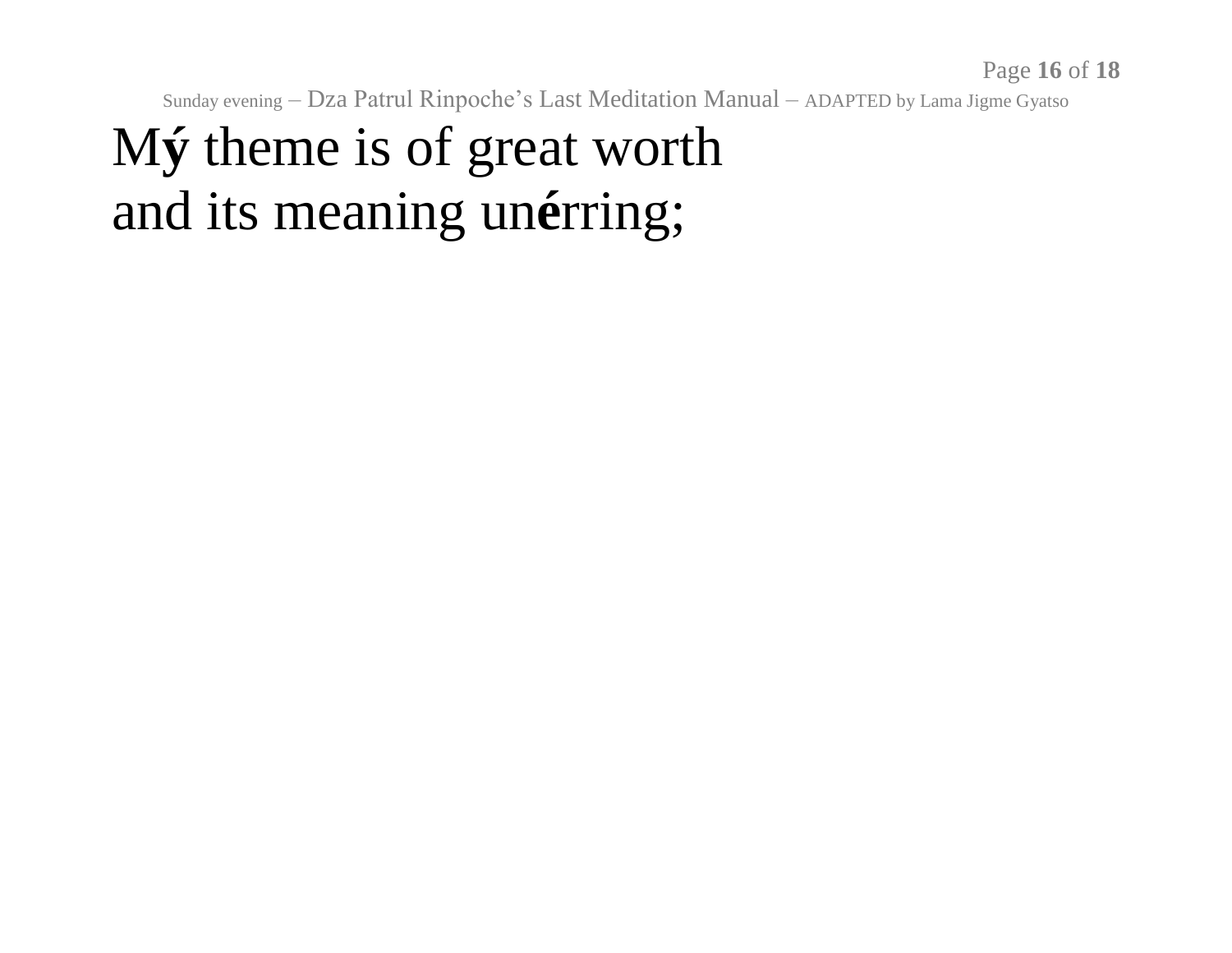M**ý** theme is of great worth
and its meaning un**é**rring;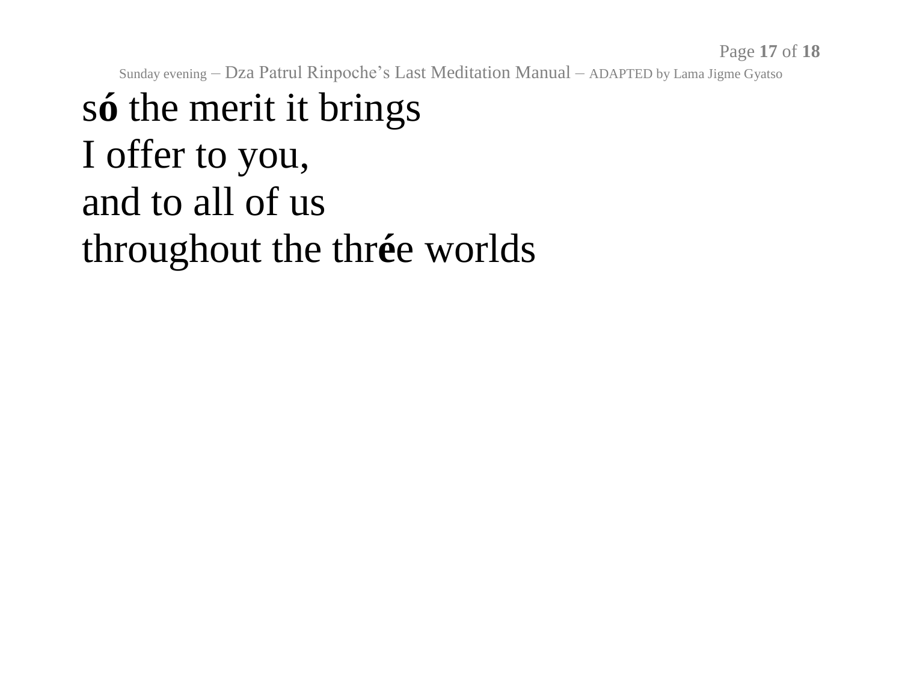s**ó** the merit it brings  
I offer to you,  
and to all of us  
throughout the thr**é**e worlds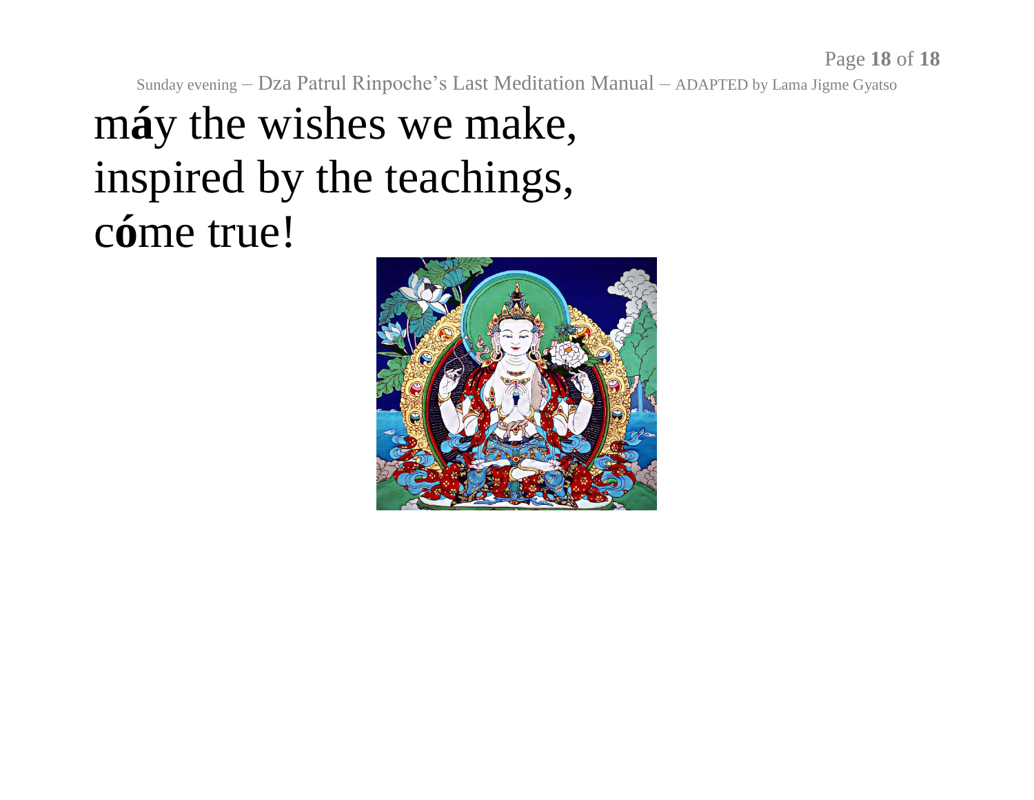m**á**y the wishes we make,
inspired by the teachings,
c**ó**me true!